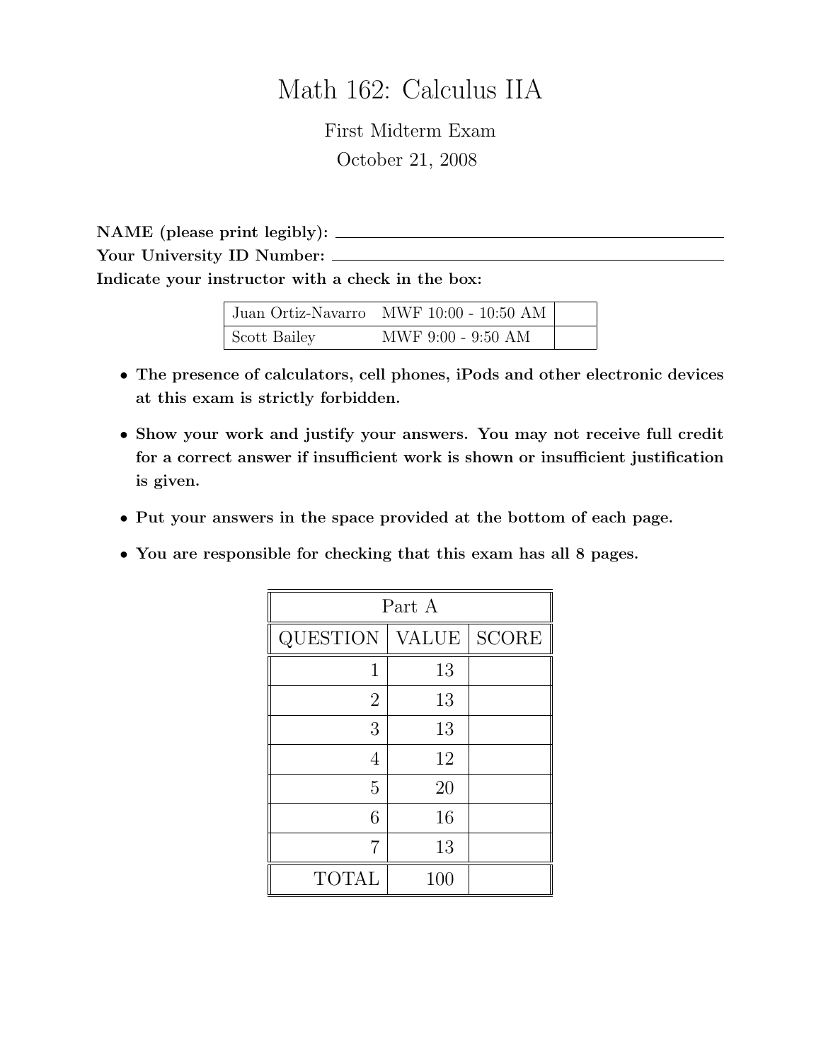# Math 162: Calculus IIA

First Midterm Exam

October 21, 2008

**NAME (please print legibly):** ____________________

**Your University ID Number:** ____________________

**Indicate your instructor with a check in the box:**

| | | |
|---|---|---|
| Juan Ortiz-Navarro | MWF 10:00 - 10:50 AM | |
| Scott Bailey | MWF 9:00 - 9:50 AM | |

- **The presence of calculators, cell phones, iPods and other electronic devices at this exam is strictly forbidden.**
- **Show your work and justify your answers. You may not receive full credit for a correct answer if insufficient work is shown or insufficient justification is given.**
- **Put your answers in the space provided at the bottom of each page.**
- **You are responsible for checking that this exam has all 8 pages.**

| Part A | | |
|---|---|---|
| QUESTION | VALUE | SCORE |
| 1 | 13 | |
| 2 | 13 | |
| 3 | 13 | |
| 4 | 12 | |
| 5 | 20 | |
| 6 | 16 | |
| 7 | 13 | |
| TOTAL | 100 | |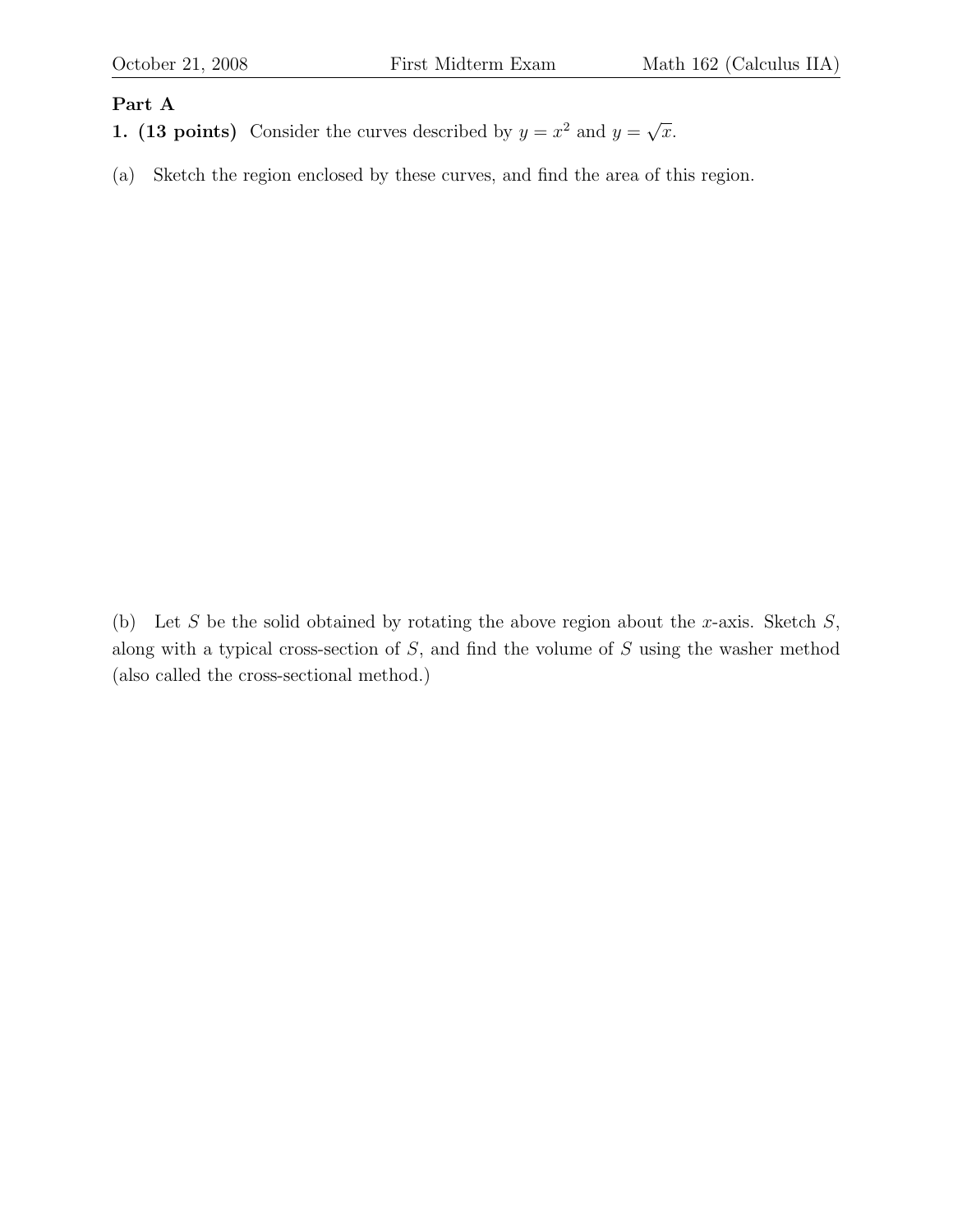## Part A

**1. (13 points)** Consider the curves described by $y = x^2$ and $y = \sqrt{x}$.

(a) Sketch the region enclosed by these curves, and find the area of this region.

(b) Let $S$ be the solid obtained by rotating the above region about the $x$-axis. Sketch $S$, along with a typical cross-section of $S$, and find the volume of $S$ using the washer method (also called the cross-sectional method.)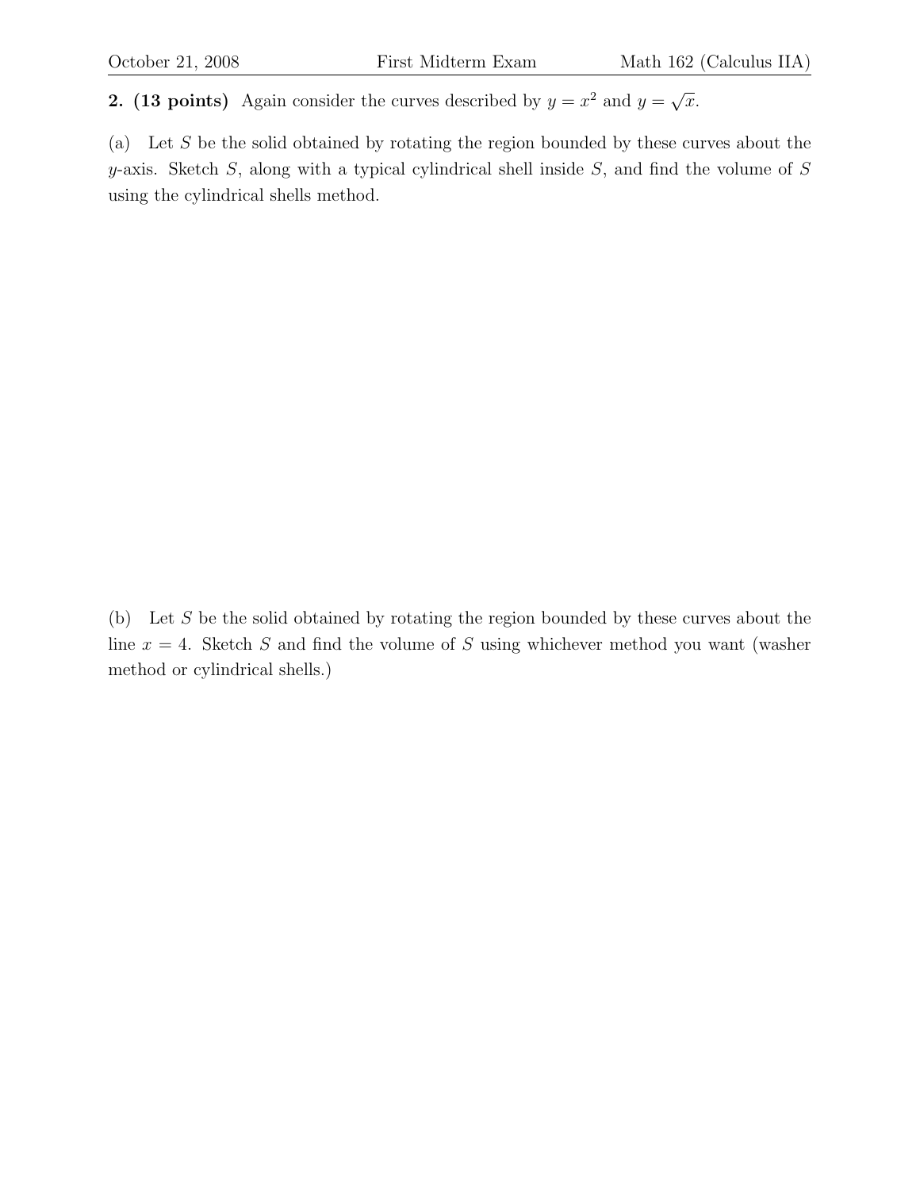**2. (13 points)** Again consider the curves described by $y = x^2$ and $y = \sqrt{x}$.

(a) Let $S$ be the solid obtained by rotating the region bounded by these curves about the $y$-axis. Sketch $S$, along with a typical cylindrical shell inside $S$, and find the volume of $S$ using the cylindrical shells method.

(b) Let $S$ be the solid obtained by rotating the region bounded by these curves about the line $x = 4$. Sketch $S$ and find the volume of $S$ using whichever method you want (washer method or cylindrical shells.)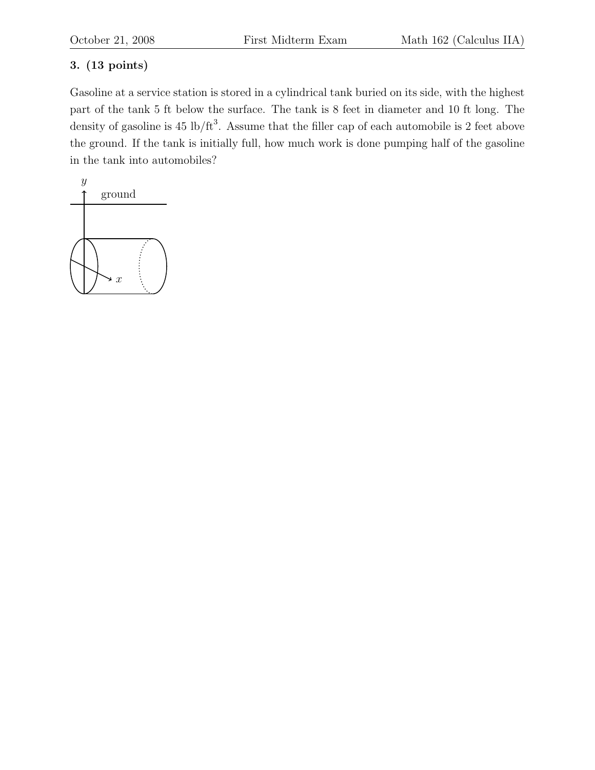**3. (13 points)**

Gasoline at a service station is stored in a cylindrical tank buried on its side, with the highest part of the tank 5 ft below the surface. The tank is 8 feet in diameter and 10 ft long. The density of gasoline is 45 lb/ft$^3$. Assume that the filler cap of each automobile is 2 feet above the ground. If the tank is initially full, how much work is done pumping half of the gasoline in the tank into automobiles?

$y$

ground

$x$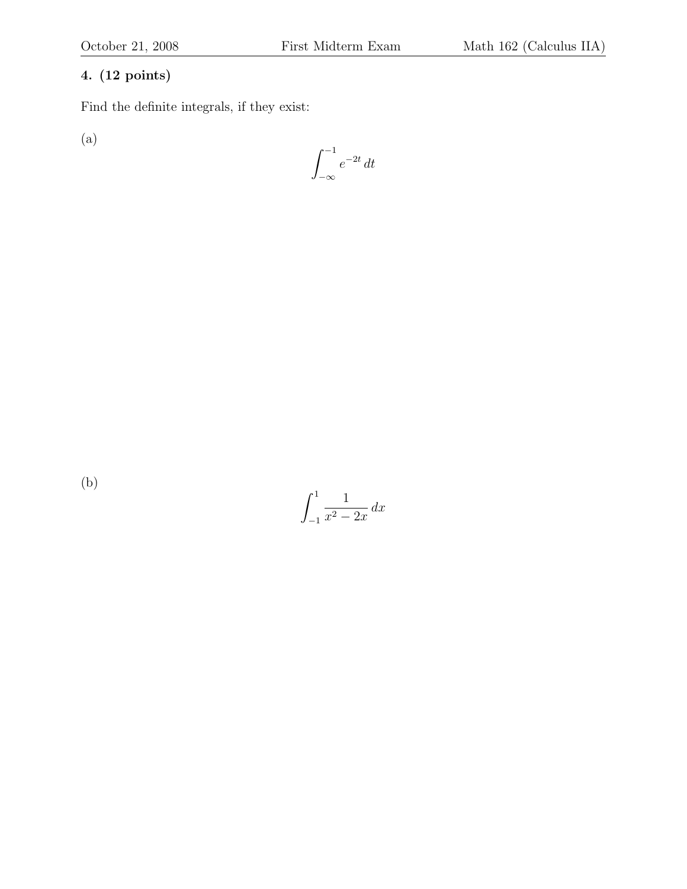**4. (12 points)**

Find the definite integrals, if they exist:

(a)

$$\int_{-\infty}^{-1} e^{-2t}\,dt$$

(b)

$$\int_{-1}^{1} \frac{1}{x^2 - 2x}\,dx$$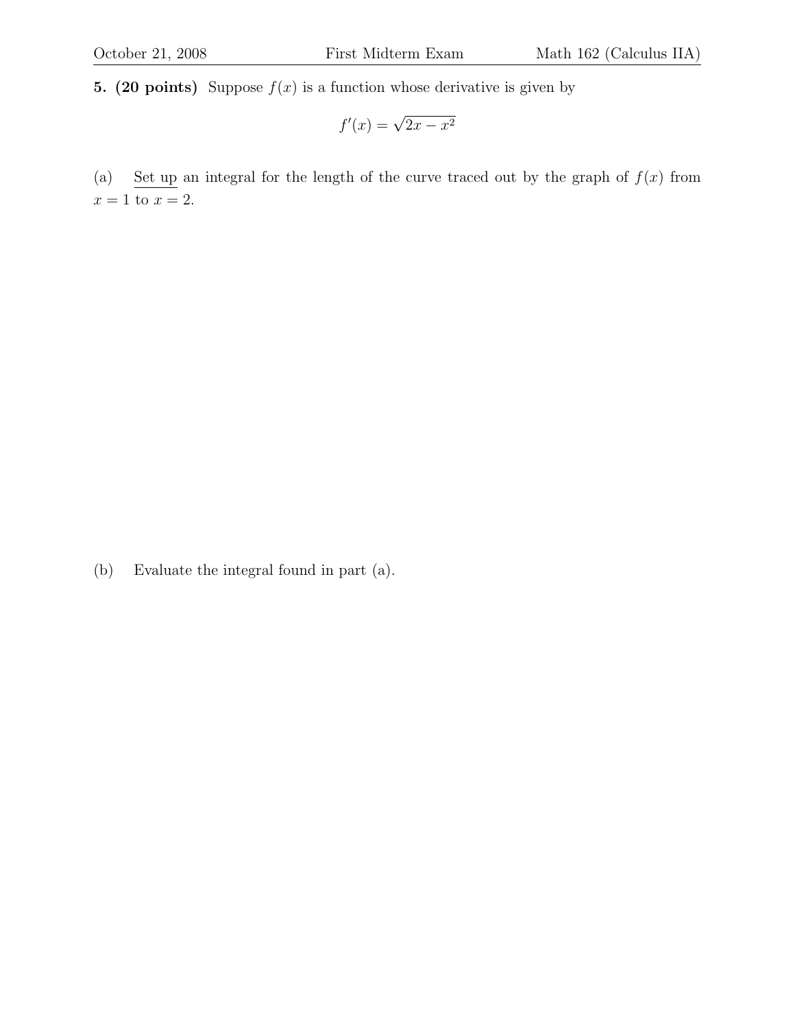**5. (20 points)** Suppose $f(x)$ is a function whose derivative is given by

$$f'(x) = \sqrt{2x - x^2}$$

(a) Set up an integral for the length of the curve traced out by the graph of $f(x)$ from $x = 1$ to $x = 2$.

(b) Evaluate the integral found in part (a).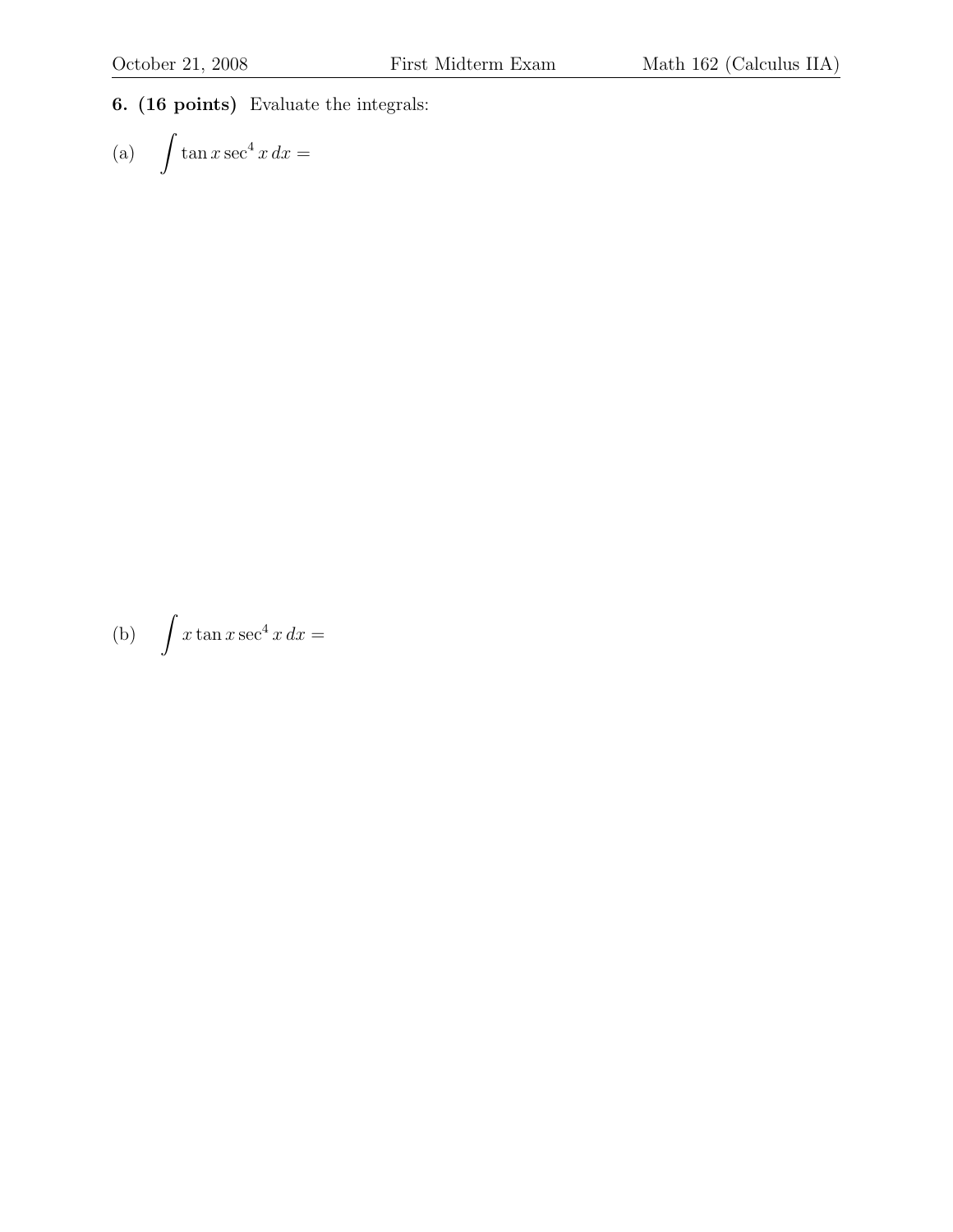**6. (16 points)** Evaluate the integrals:

(a) $\displaystyle\int \tan x \sec^4 x \, dx =$

(b) $\displaystyle\int x \tan x \sec^4 x \, dx =$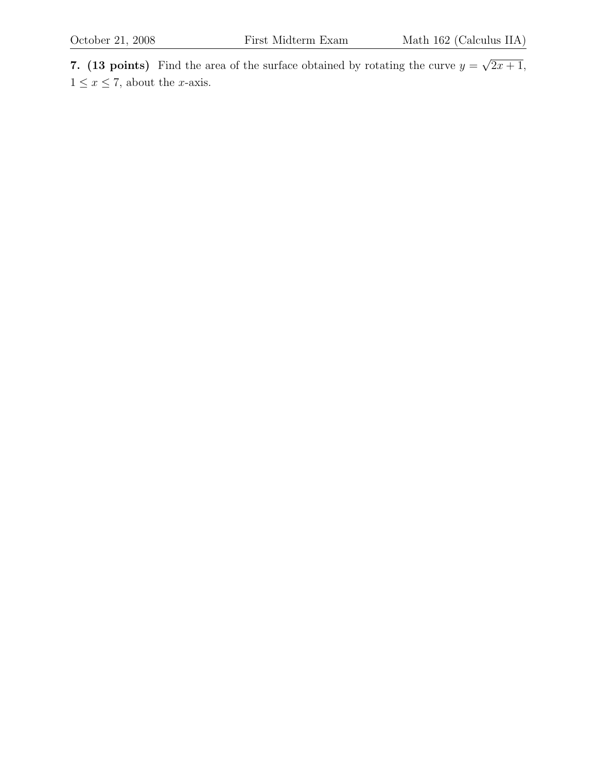**7. (13 points)** Find the area of the surface obtained by rotating the curve $y = \sqrt{2x+1}$, $1 \leq x \leq 7$, about the $x$-axis.